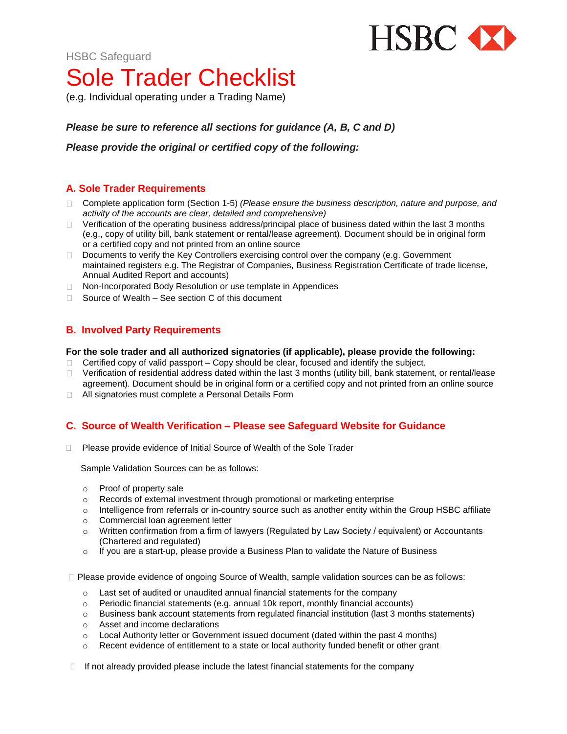HSBC

HSBC Safeguard

# Sole Trader Checklist

(e.g. Individual operating under a Trading Name)

***Please be sure to reference all sections for guidance (A, B, C and D)***

***Please provide the original or certified copy of the following:***

## A. Sole Trader Requirements

- Complete application form (Section 1-5) *(Please ensure the business description, nature and purpose, and activity of the accounts are clear, detailed and comprehensive)*
- Verification of the operating business address/principal place of business dated within the last 3 months (e.g., copy of utility bill, bank statement or rental/lease agreement). Document should be in original form or a certified copy and not printed from an online source
- Documents to verify the Key Controllers exercising control over the company (e.g. Government maintained registers e.g. The Registrar of Companies, Business Registration Certificate of trade license, Annual Audited Report and accounts)
- Non-Incorporated Body Resolution or use template in Appendices
- Source of Wealth – See section C of this document

## B. Involved Party Requirements

**For the sole trader and all authorized signatories (if applicable), please provide the following:**

- Certified copy of valid passport – Copy should be clear, focused and identify the subject.
- Verification of residential address dated within the last 3 months (utility bill, bank statement, or rental/lease agreement). Document should be in original form or a certified copy and not printed from an online source
- All signatories must complete a Personal Details Form

## C. Source of Wealth Verification – Please see Safeguard Website for Guidance

- Please provide evidence of Initial Source of Wealth of the Sole Trader

  Sample Validation Sources can be as follows:

  - Proof of property sale
  - Records of external investment through promotional or marketing enterprise
  - Intelligence from referrals or in-country source such as another entity within the Group HSBC affiliate
  - Commercial loan agreement letter
  - Written confirmation from a firm of lawyers (Regulated by Law Society / equivalent) or Accountants (Chartered and regulated)
  - If you are a start-up, please provide a Business Plan to validate the Nature of Business

- Please provide evidence of ongoing Source of Wealth, sample validation sources can be as follows:

  - Last set of audited or unaudited annual financial statements for the company
  - Periodic financial statements (e.g. annual 10k report, monthly financial accounts)
  - Business bank account statements from regulated financial institution (last 3 months statements)
  - Asset and income declarations
  - Local Authority letter or Government issued document (dated within the past 4 months)
  - Recent evidence of entitlement to a state or local authority funded benefit or other grant

- If not already provided please include the latest financial statements for the company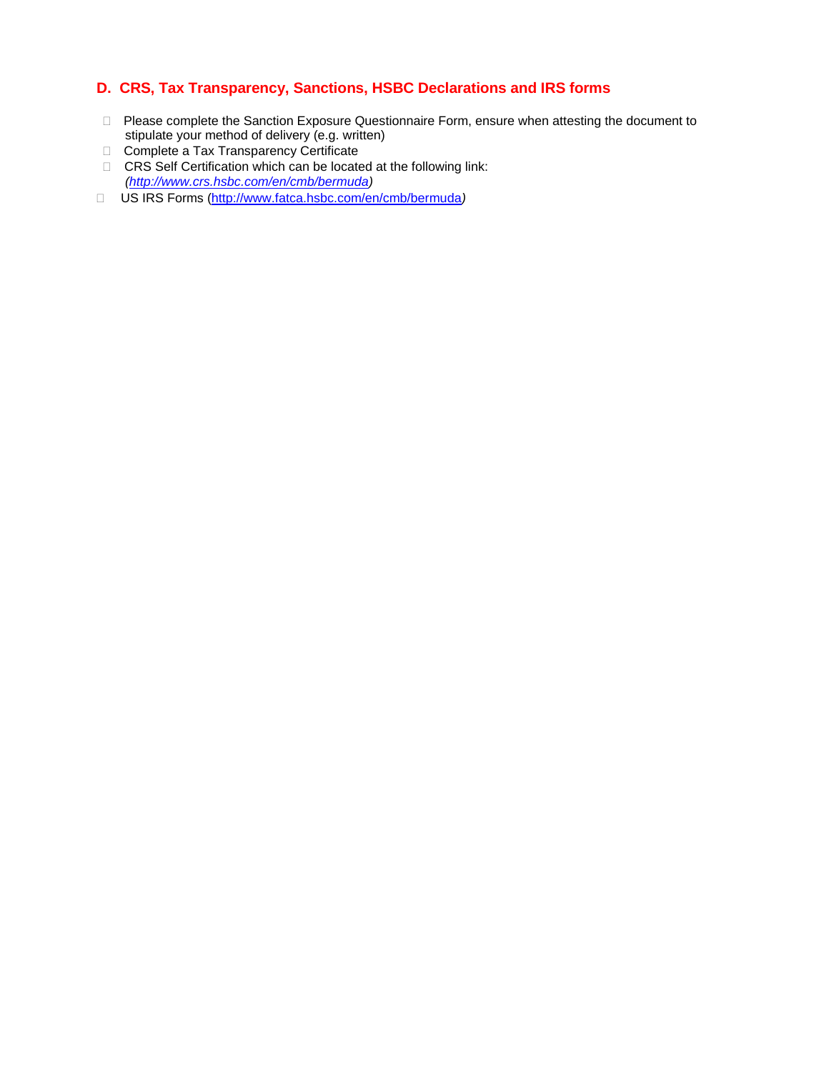## D. CRS, Tax Transparency, Sanctions, HSBC Declarations and IRS forms

- Please complete the Sanction Exposure Questionnaire Form, ensure when attesting the document to stipulate your method of delivery (e.g. written)
- Complete a Tax Transparency Certificate
- CRS Self Certification which can be located at the following link: *(http://www.crs.hsbc.com/en/cmb/bermuda)*
- US IRS Forms (http://www.fatca.hsbc.com/en/cmb/bermuda*)*